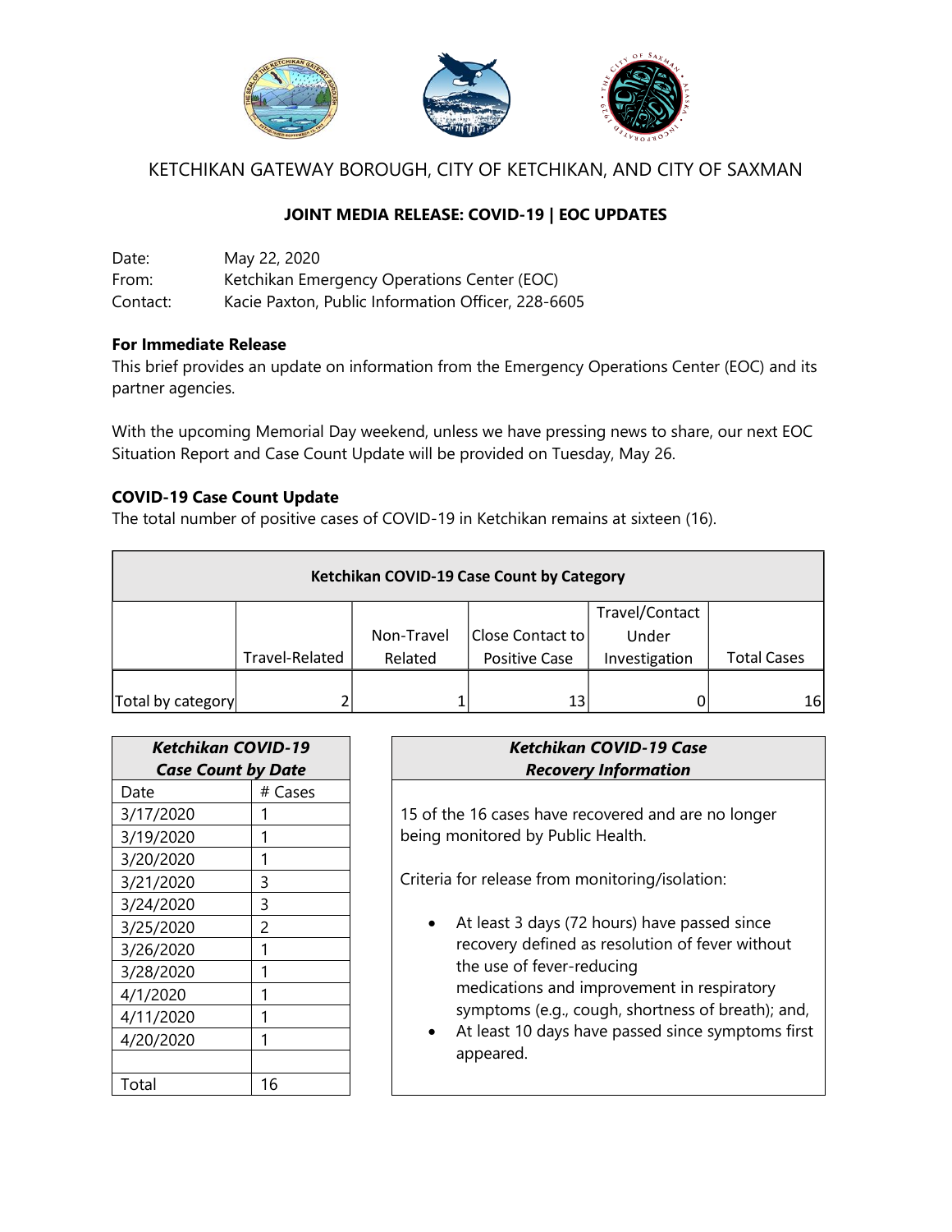# KETCHIKAN GATEWAY BOROUGH, CITY OF KETCHIKAN, AND CITY OF SAXMAN

## JOINT MEDIA RELEASE: COVID-19 | EOC UPDATES

Date: May 22, 2020
From: Ketchikan Emergency Operations Center (EOC)
Contact: Kacie Paxton, Public Information Officer, 228-6605

**For Immediate Release**
This brief provides an update on information from the Emergency Operations Center (EOC) and its partner agencies.

With the upcoming Memorial Day weekend, unless we have pressing news to share, our next EOC Situation Report and Case Count Update will be provided on Tuesday, May 26.

**COVID-19 Case Count Update**
The total number of positive cases of COVID-19 in Ketchikan remains at sixteen (16).

**Ketchikan COVID-19 Case Count by Category**

| | Travel-Related | Non-Travel Related | Close Contact to Positive Case | Travel/Contact Under Investigation | Total Cases |
|---|---|---|---|---|---|
| Total by category | 2 | 1 | 13 | 0 | 16 |

***Ketchikan COVID-19 Case Count by Date***

| Date | # Cases |
|---|---|
| 3/17/2020 | 1 |
| 3/19/2020 | 1 |
| 3/20/2020 | 1 |
| 3/21/2020 | 3 |
| 3/24/2020 | 3 |
| 3/25/2020 | 2 |
| 3/26/2020 | 1 |
| 3/28/2020 | 1 |
| 4/1/2020 | 1 |
| 4/11/2020 | 1 |
| 4/20/2020 | 1 |
| | |
| Total | 16 |

***Ketchikan COVID-19 Case Recovery Information***

15 of the 16 cases have recovered and are no longer being monitored by Public Health.

Criteria for release from monitoring/isolation:

- At least 3 days (72 hours) have passed since recovery defined as resolution of fever without the use of fever-reducing medications and improvement in respiratory symptoms (e.g., cough, shortness of breath); and,
- At least 10 days have passed since symptoms first appeared.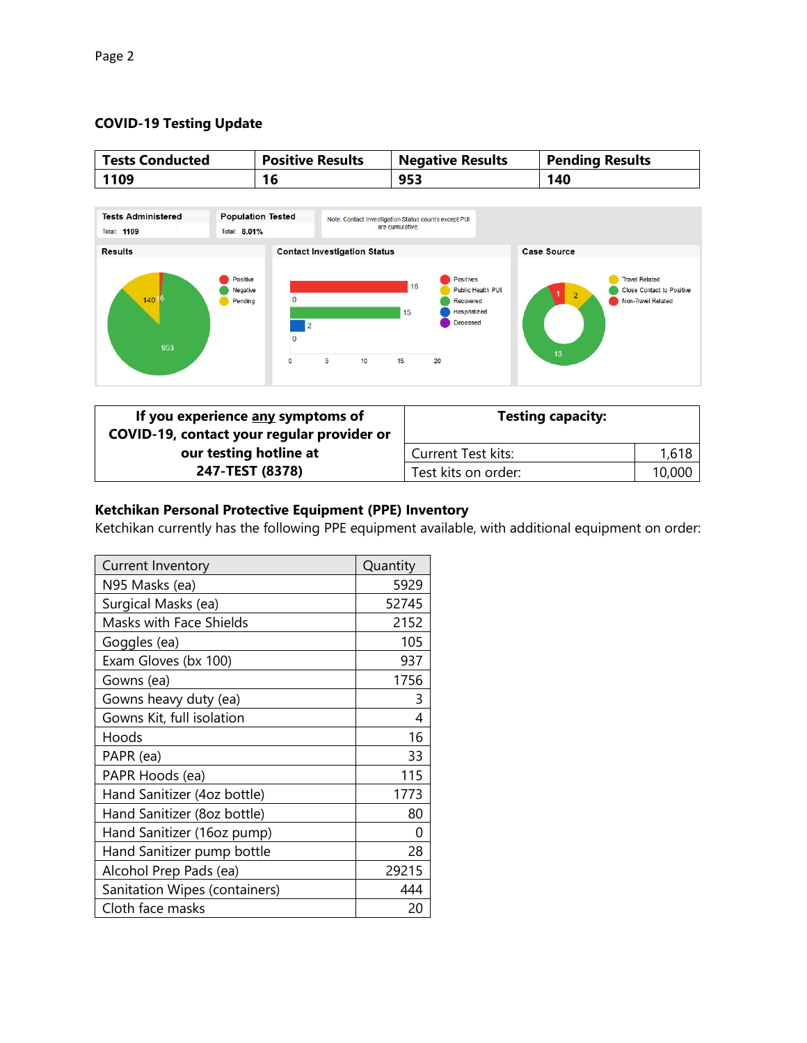## COVID-19 Testing Update

| Tests Conducted | Positive Results | Negative Results | Pending Results |
|---|---|---|---|
| 1109 | 16 | 953 | 140 |

Tests Administered
Total: 1109

Population Tested
Total: 8.01%

Note: Contact Investigation Status counts except PUI are cumulative.

**Results**

- Positive: 16
- Negative: 953
- Pending: 140

**Contact Investigation Status**

- Positives: 16
- Public Health PUI: 0
- Recovered: 15
- Hospitalized: 2
- Deceased: 0

**Case Source**

- Travel Related: 2
- Close Contact to Positive: 13
- Non-Travel Related: 1

| If you experience any symptoms of COVID-19, contact your regular provider or our testing hotline at 247-TEST (8378) | Testing capacity: | |
|---|---|---|
| | Current Test kits: | 1,618 |
| | Test kits on order: | 10,000 |

## Ketchikan Personal Protective Equipment (PPE) Inventory

Ketchikan currently has the following PPE equipment available, with additional equipment on order:

| Current Inventory | Quantity |
|---|---|
| N95 Masks (ea) | 5929 |
| Surgical Masks (ea) | 52745 |
| Masks with Face Shields | 2152 |
| Goggles (ea) | 105 |
| Exam Gloves (bx 100) | 937 |
| Gowns (ea) | 1756 |
| Gowns heavy duty (ea) | 3 |
| Gowns Kit, full isolation | 4 |
| Hoods | 16 |
| PAPR (ea) | 33 |
| PAPR Hoods (ea) | 115 |
| Hand Sanitizer (4oz bottle) | 1773 |
| Hand Sanitizer (8oz bottle) | 80 |
| Hand Sanitizer (16oz pump) | 0 |
| Hand Sanitizer pump bottle | 28 |
| Alcohol Prep Pads (ea) | 29215 |
| Sanitation Wipes (containers) | 444 |
| Cloth face masks | 20 |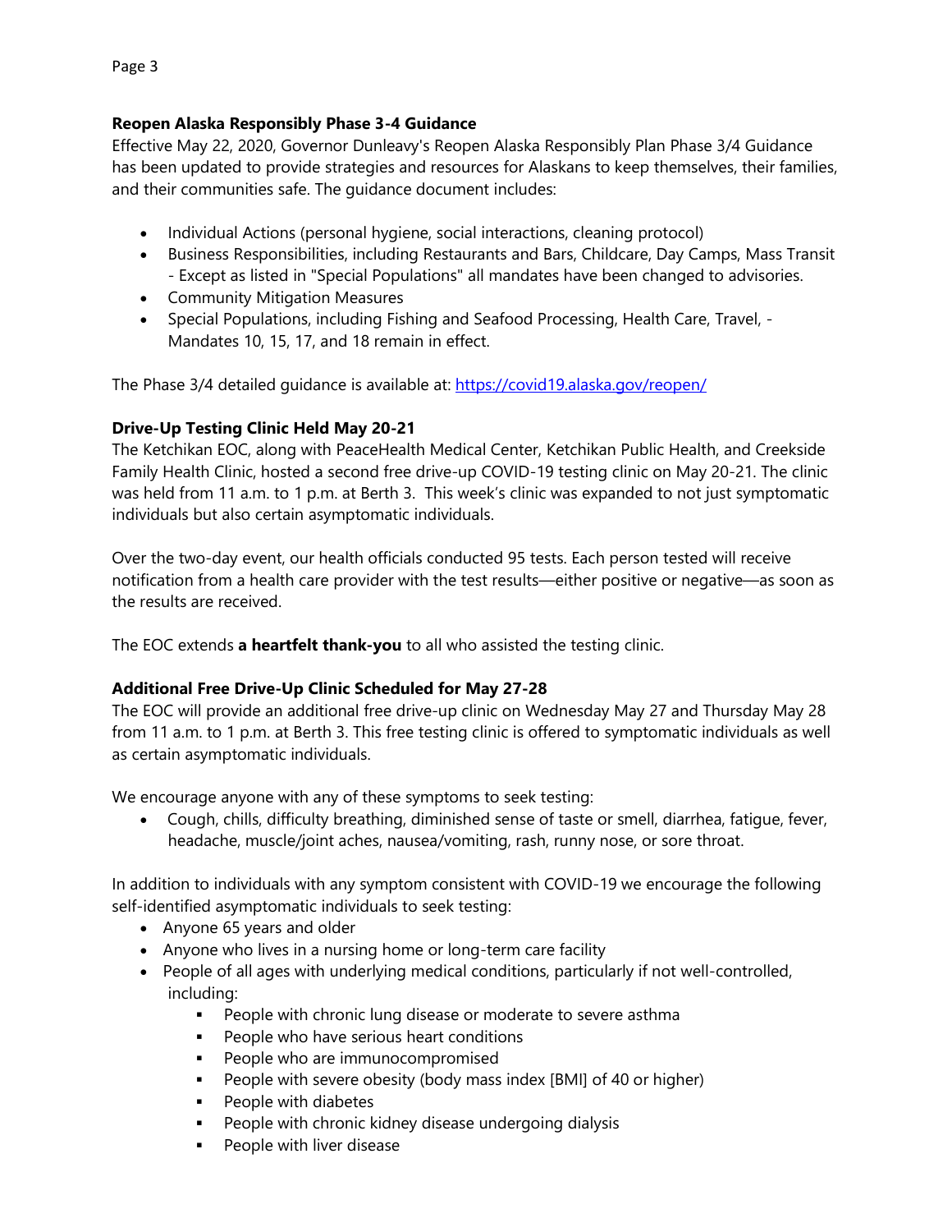### Reopen Alaska Responsibly Phase 3-4 Guidance

Effective May 22, 2020, Governor Dunleavy's Reopen Alaska Responsibly Plan Phase 3/4 Guidance has been updated to provide strategies and resources for Alaskans to keep themselves, their families, and their communities safe. The guidance document includes:

- Individual Actions (personal hygiene, social interactions, cleaning protocol)
- Business Responsibilities, including Restaurants and Bars, Childcare, Day Camps, Mass Transit - Except as listed in "Special Populations" all mandates have been changed to advisories.
- Community Mitigation Measures
- Special Populations, including Fishing and Seafood Processing, Health Care, Travel, - Mandates 10, 15, 17, and 18 remain in effect.

The Phase 3/4 detailed guidance is available at: https://covid19.alaska.gov/reopen/

### Drive-Up Testing Clinic Held May 20-21

The Ketchikan EOC, along with PeaceHealth Medical Center, Ketchikan Public Health, and Creekside Family Health Clinic, hosted a second free drive-up COVID-19 testing clinic on May 20-21. The clinic was held from 11 a.m. to 1 p.m. at Berth 3. This week's clinic was expanded to not just symptomatic individuals but also certain asymptomatic individuals.

Over the two-day event, our health officials conducted 95 tests. Each person tested will receive notification from a health care provider with the test results—either positive or negative—as soon as the results are received.

The EOC extends **a heartfelt thank-you** to all who assisted the testing clinic.

### Additional Free Drive-Up Clinic Scheduled for May 27-28

The EOC will provide an additional free drive-up clinic on Wednesday May 27 and Thursday May 28 from 11 a.m. to 1 p.m. at Berth 3. This free testing clinic is offered to symptomatic individuals as well as certain asymptomatic individuals.

We encourage anyone with any of these symptoms to seek testing:

- Cough, chills, difficulty breathing, diminished sense of taste or smell, diarrhea, fatigue, fever, headache, muscle/joint aches, nausea/vomiting, rash, runny nose, or sore throat.

In addition to individuals with any symptom consistent with COVID-19 we encourage the following self-identified asymptomatic individuals to seek testing:

- Anyone 65 years and older
- Anyone who lives in a nursing home or long-term care facility
- People of all ages with underlying medical conditions, particularly if not well-controlled, including:
  - People with chronic lung disease or moderate to severe asthma
  - People who have serious heart conditions
  - People who are immunocompromised
  - People with severe obesity (body mass index [BMI] of 40 or higher)
  - People with diabetes
  - People with chronic kidney disease undergoing dialysis
  - People with liver disease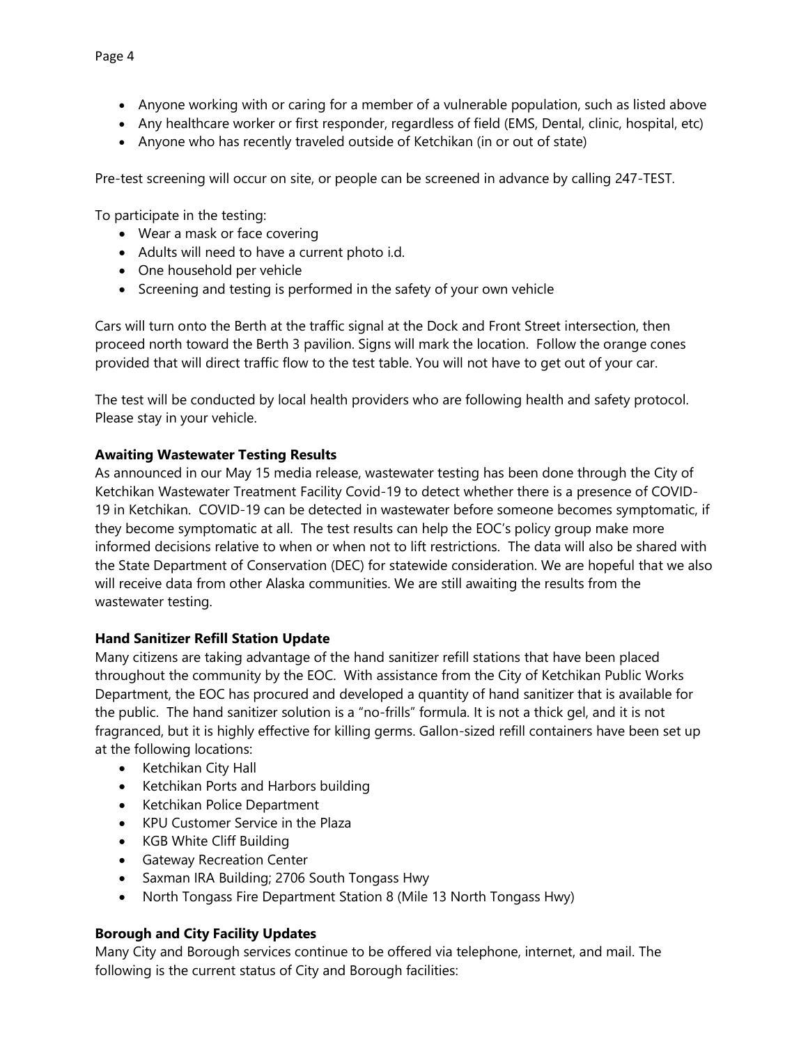- Anyone working with or caring for a member of a vulnerable population, such as listed above
- Any healthcare worker or first responder, regardless of field (EMS, Dental, clinic, hospital, etc)
- Anyone who has recently traveled outside of Ketchikan (in or out of state)

Pre-test screening will occur on site, or people can be screened in advance by calling 247-TEST.

To participate in the testing:

- Wear a mask or face covering
- Adults will need to have a current photo i.d.
- One household per vehicle
- Screening and testing is performed in the safety of your own vehicle

Cars will turn onto the Berth at the traffic signal at the Dock and Front Street intersection, then proceed north toward the Berth 3 pavilion. Signs will mark the location. Follow the orange cones provided that will direct traffic flow to the test table. You will not have to get out of your car.

The test will be conducted by local health providers who are following health and safety protocol. Please stay in your vehicle.

**Awaiting Wastewater Testing Results**

As announced in our May 15 media release, wastewater testing has been done through the City of Ketchikan Wastewater Treatment Facility Covid-19 to detect whether there is a presence of COVID-19 in Ketchikan. COVID-19 can be detected in wastewater before someone becomes symptomatic, if they become symptomatic at all. The test results can help the EOC's policy group make more informed decisions relative to when or when not to lift restrictions. The data will also be shared with the State Department of Conservation (DEC) for statewide consideration. We are hopeful that we also will receive data from other Alaska communities. We are still awaiting the results from the wastewater testing.

**Hand Sanitizer Refill Station Update**

Many citizens are taking advantage of the hand sanitizer refill stations that have been placed throughout the community by the EOC. With assistance from the City of Ketchikan Public Works Department, the EOC has procured and developed a quantity of hand sanitizer that is available for the public. The hand sanitizer solution is a "no-frills" formula. It is not a thick gel, and it is not fragranced, but it is highly effective for killing germs. Gallon-sized refill containers have been set up at the following locations:

- Ketchikan City Hall
- Ketchikan Ports and Harbors building
- Ketchikan Police Department
- KPU Customer Service in the Plaza
- KGB White Cliff Building
- Gateway Recreation Center
- Saxman IRA Building; 2706 South Tongass Hwy
- North Tongass Fire Department Station 8 (Mile 13 North Tongass Hwy)

**Borough and City Facility Updates**

Many City and Borough services continue to be offered via telephone, internet, and mail. The following is the current status of City and Borough facilities: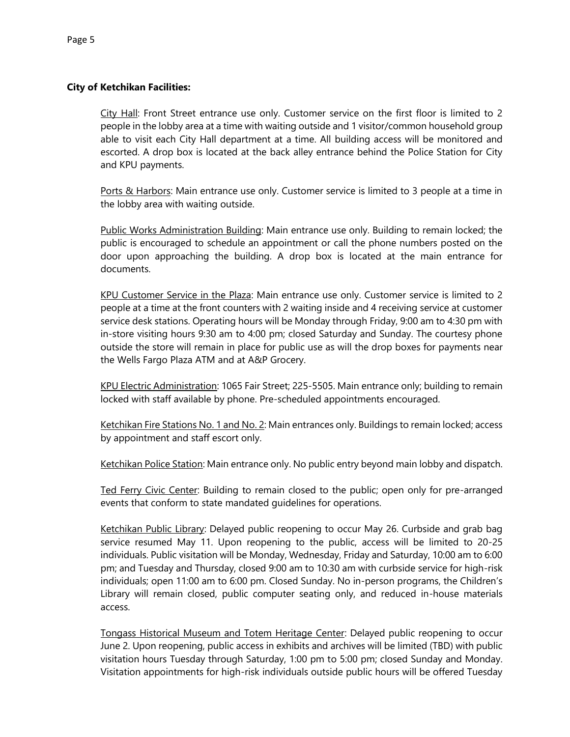**City of Ketchikan Facilities:**

City Hall: Front Street entrance use only. Customer service on the first floor is limited to 2 people in the lobby area at a time with waiting outside and 1 visitor/common household group able to visit each City Hall department at a time. All building access will be monitored and escorted. A drop box is located at the back alley entrance behind the Police Station for City and KPU payments.

Ports & Harbors: Main entrance use only. Customer service is limited to 3 people at a time in the lobby area with waiting outside.

Public Works Administration Building: Main entrance use only. Building to remain locked; the public is encouraged to schedule an appointment or call the phone numbers posted on the door upon approaching the building. A drop box is located at the main entrance for documents.

KPU Customer Service in the Plaza: Main entrance use only. Customer service is limited to 2 people at a time at the front counters with 2 waiting inside and 4 receiving service at customer service desk stations. Operating hours will be Monday through Friday, 9:00 am to 4:30 pm with in-store visiting hours 9:30 am to 4:00 pm; closed Saturday and Sunday. The courtesy phone outside the store will remain in place for public use as will the drop boxes for payments near the Wells Fargo Plaza ATM and at A&P Grocery.

KPU Electric Administration: 1065 Fair Street; 225-5505. Main entrance only; building to remain locked with staff available by phone. Pre-scheduled appointments encouraged.

Ketchikan Fire Stations No. 1 and No. 2: Main entrances only. Buildings to remain locked; access by appointment and staff escort only.

Ketchikan Police Station: Main entrance only. No public entry beyond main lobby and dispatch.

Ted Ferry Civic Center: Building to remain closed to the public; open only for pre-arranged events that conform to state mandated guidelines for operations.

Ketchikan Public Library: Delayed public reopening to occur May 26. Curbside and grab bag service resumed May 11. Upon reopening to the public, access will be limited to 20-25 individuals. Public visitation will be Monday, Wednesday, Friday and Saturday, 10:00 am to 6:00 pm; and Tuesday and Thursday, closed 9:00 am to 10:30 am with curbside service for high-risk individuals; open 11:00 am to 6:00 pm. Closed Sunday. No in-person programs, the Children's Library will remain closed, public computer seating only, and reduced in-house materials access.

Tongass Historical Museum and Totem Heritage Center: Delayed public reopening to occur June 2. Upon reopening, public access in exhibits and archives will be limited (TBD) with public visitation hours Tuesday through Saturday, 1:00 pm to 5:00 pm; closed Sunday and Monday. Visitation appointments for high-risk individuals outside public hours will be offered Tuesday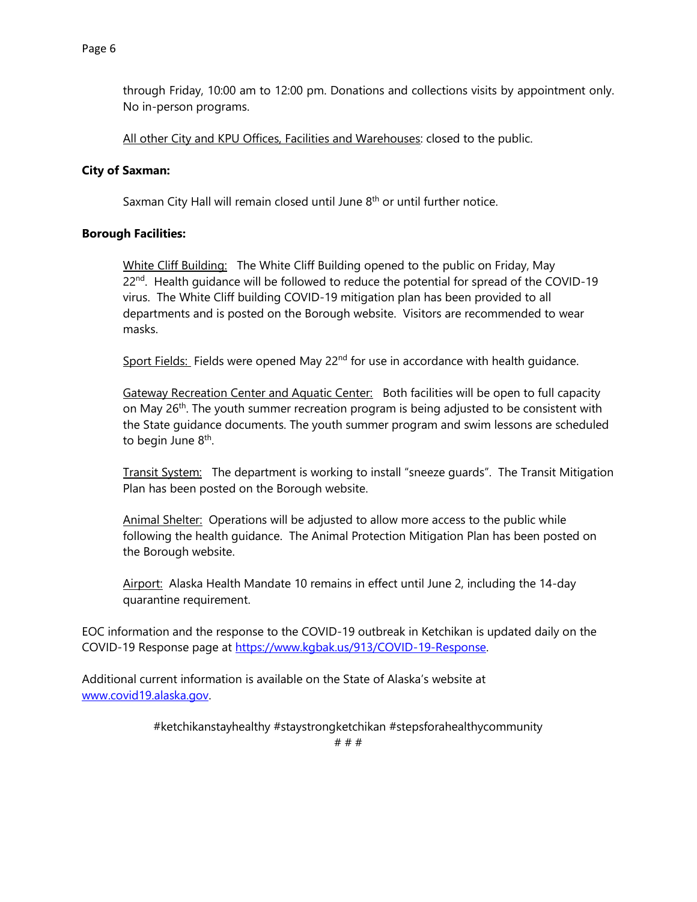through Friday, 10:00 am to 12:00 pm. Donations and collections visits by appointment only. No in-person programs.

All other City and KPU Offices, Facilities and Warehouses: closed to the public.

**City of Saxman:**

Saxman City Hall will remain closed until June 8th or until further notice.

**Borough Facilities:**

White Cliff Building: The White Cliff Building opened to the public on Friday, May 22nd. Health guidance will be followed to reduce the potential for spread of the COVID-19 virus. The White Cliff building COVID-19 mitigation plan has been provided to all departments and is posted on the Borough website. Visitors are recommended to wear masks.

Sport Fields: Fields were opened May 22nd for use in accordance with health guidance.

Gateway Recreation Center and Aquatic Center: Both facilities will be open to full capacity on May 26th. The youth summer recreation program is being adjusted to be consistent with the State guidance documents. The youth summer program and swim lessons are scheduled to begin June 8th.

Transit System: The department is working to install "sneeze guards". The Transit Mitigation Plan has been posted on the Borough website.

Animal Shelter: Operations will be adjusted to allow more access to the public while following the health guidance. The Animal Protection Mitigation Plan has been posted on the Borough website.

Airport: Alaska Health Mandate 10 remains in effect until June 2, including the 14-day quarantine requirement.

EOC information and the response to the COVID-19 outbreak in Ketchikan is updated daily on the COVID-19 Response page at https://www.kgbak.us/913/COVID-19-Response.

Additional current information is available on the State of Alaska's website at www.covid19.alaska.gov.

#ketchikanstayhealthy #staystrongketchikan #stepsforahealthycommunity

# # #